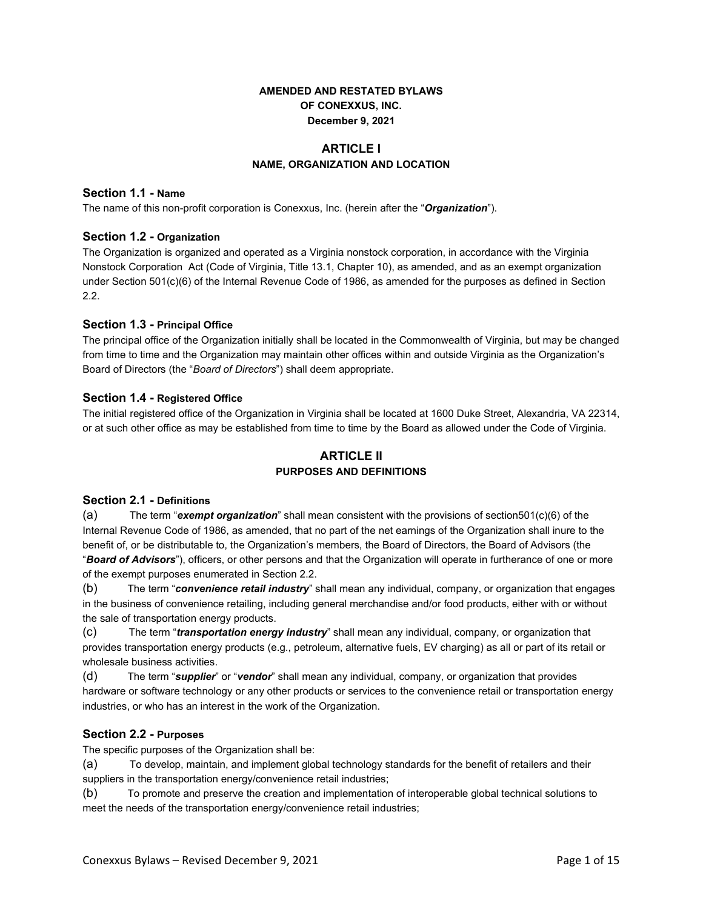**AMENDED AND RESTATED BYLAWS**
**OF CONEXXUS, INC.**
**December 9, 2021**

# ARTICLE I
## NAME, ORGANIZATION AND LOCATION

### Section 1.1 - Name
The name of this non-profit corporation is Conexxus, Inc. (herein after the "***Organization***").

### Section 1.2 - Organization
The Organization is organized and operated as a Virginia nonstock corporation, in accordance with the Virginia Nonstock Corporation Act (Code of Virginia, Title 13.1, Chapter 10), as amended, and as an exempt organization under Section 501(c)(6) of the Internal Revenue Code of 1986, as amended for the purposes as defined in Section 2.2.

### Section 1.3 - Principal Office
The principal office of the Organization initially shall be located in the Commonwealth of Virginia, but may be changed from time to time and the Organization may maintain other offices within and outside Virginia as the Organization's Board of Directors (the "*Board of Directors*") shall deem appropriate.

### Section 1.4 - Registered Office
The initial registered office of the Organization in Virginia shall be located at 1600 Duke Street, Alexandria, VA 22314, or at such other office as may be established from time to time by the Board as allowed under the Code of Virginia.

# ARTICLE II
## PURPOSES AND DEFINITIONS

### Section 2.1 - Definitions
(a) The term "***exempt organization***" shall mean consistent with the provisions of section501(c)(6) of the Internal Revenue Code of 1986, as amended, that no part of the net earnings of the Organization shall inure to the benefit of, or be distributable to, the Organization's members, the Board of Directors, the Board of Advisors (the "***Board of Advisors***"), officers, or other persons and that the Organization will operate in furtherance of one or more of the exempt purposes enumerated in Section 2.2.

(b) The term "***convenience retail industry***" shall mean any individual, company, or organization that engages in the business of convenience retailing, including general merchandise and/or food products, either with or without the sale of transportation energy products.

(c) The term "***transportation energy industry***" shall mean any individual, company, or organization that provides transportation energy products (e.g., petroleum, alternative fuels, EV charging) as all or part of its retail or wholesale business activities.

(d) The term "***supplier***" or "***vendor***" shall mean any individual, company, or organization that provides hardware or software technology or any other products or services to the convenience retail or transportation energy industries, or who has an interest in the work of the Organization.

### Section 2.2 - Purposes
The specific purposes of the Organization shall be:

(a) To develop, maintain, and implement global technology standards for the benefit of retailers and their suppliers in the transportation energy/convenience retail industries;

(b) To promote and preserve the creation and implementation of interoperable global technical solutions to meet the needs of the transportation energy/convenience retail industries;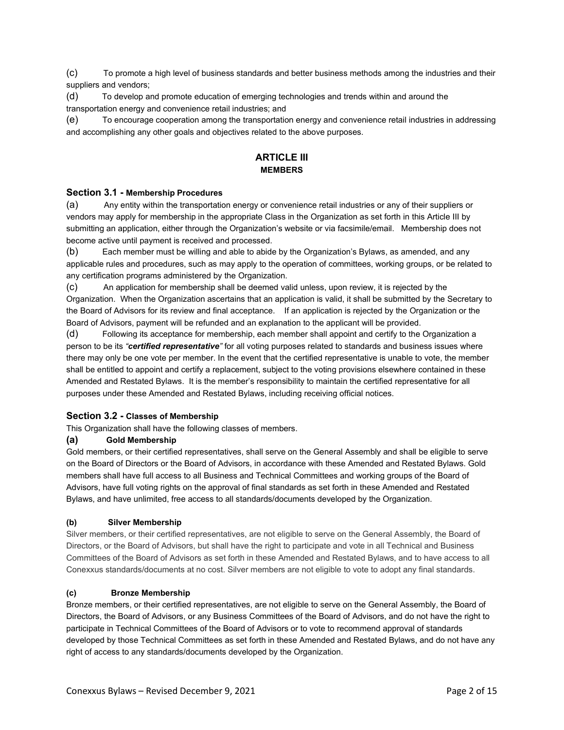(c) To promote a high level of business standards and better business methods among the industries and their suppliers and vendors;

(d) To develop and promote education of emerging technologies and trends within and around the transportation energy and convenience retail industries; and

(e) To encourage cooperation among the transportation energy and convenience retail industries in addressing and accomplishing any other goals and objectives related to the above purposes.

## ARTICLE III
### MEMBERS

#### Section 3.1 - Membership Procedures

(a) Any entity within the transportation energy or convenience retail industries or any of their suppliers or vendors may apply for membership in the appropriate Class in the Organization as set forth in this Article III by submitting an application, either through the Organization's website or via facsimile/email. Membership does not become active until payment is received and processed.

(b) Each member must be willing and able to abide by the Organization's Bylaws, as amended, and any applicable rules and procedures, such as may apply to the operation of committees, working groups, or be related to any certification programs administered by the Organization.

(c) An application for membership shall be deemed valid unless, upon review, it is rejected by the Organization. When the Organization ascertains that an application is valid, it shall be submitted by the Secretary to the Board of Advisors for its review and final acceptance. If an application is rejected by the Organization or the Board of Advisors, payment will be refunded and an explanation to the applicant will be provided.

(d) Following its acceptance for membership, each member shall appoint and certify to the Organization a person to be its *"**certified representative**"* for all voting purposes related to standards and business issues where there may only be one vote per member. In the event that the certified representative is unable to vote, the member shall be entitled to appoint and certify a replacement, subject to the voting provisions elsewhere contained in these Amended and Restated Bylaws. It is the member's responsibility to maintain the certified representative for all purposes under these Amended and Restated Bylaws, including receiving official notices.

#### Section 3.2 - Classes of Membership

This Organization shall have the following classes of members.

**(a) Gold Membership**

Gold members, or their certified representatives, shall serve on the General Assembly and shall be eligible to serve on the Board of Directors or the Board of Advisors, in accordance with these Amended and Restated Bylaws. Gold members shall have full access to all Business and Technical Committees and working groups of the Board of Advisors, have full voting rights on the approval of final standards as set forth in these Amended and Restated Bylaws, and have unlimited, free access to all standards/documents developed by the Organization.

**(b) Silver Membership**

Silver members, or their certified representatives, are not eligible to serve on the General Assembly, the Board of Directors, or the Board of Advisors, but shall have the right to participate and vote in all Technical and Business Committees of the Board of Advisors as set forth in these Amended and Restated Bylaws, and to have access to all Conexxus standards/documents at no cost. Silver members are not eligible to vote to adopt any final standards.

**(c) Bronze Membership**

Bronze members, or their certified representatives, are not eligible to serve on the General Assembly, the Board of Directors, the Board of Advisors, or any Business Committees of the Board of Advisors, and do not have the right to participate in Technical Committees of the Board of Advisors or to vote to recommend approval of standards developed by those Technical Committees as set forth in these Amended and Restated Bylaws, and do not have any right of access to any standards/documents developed by the Organization.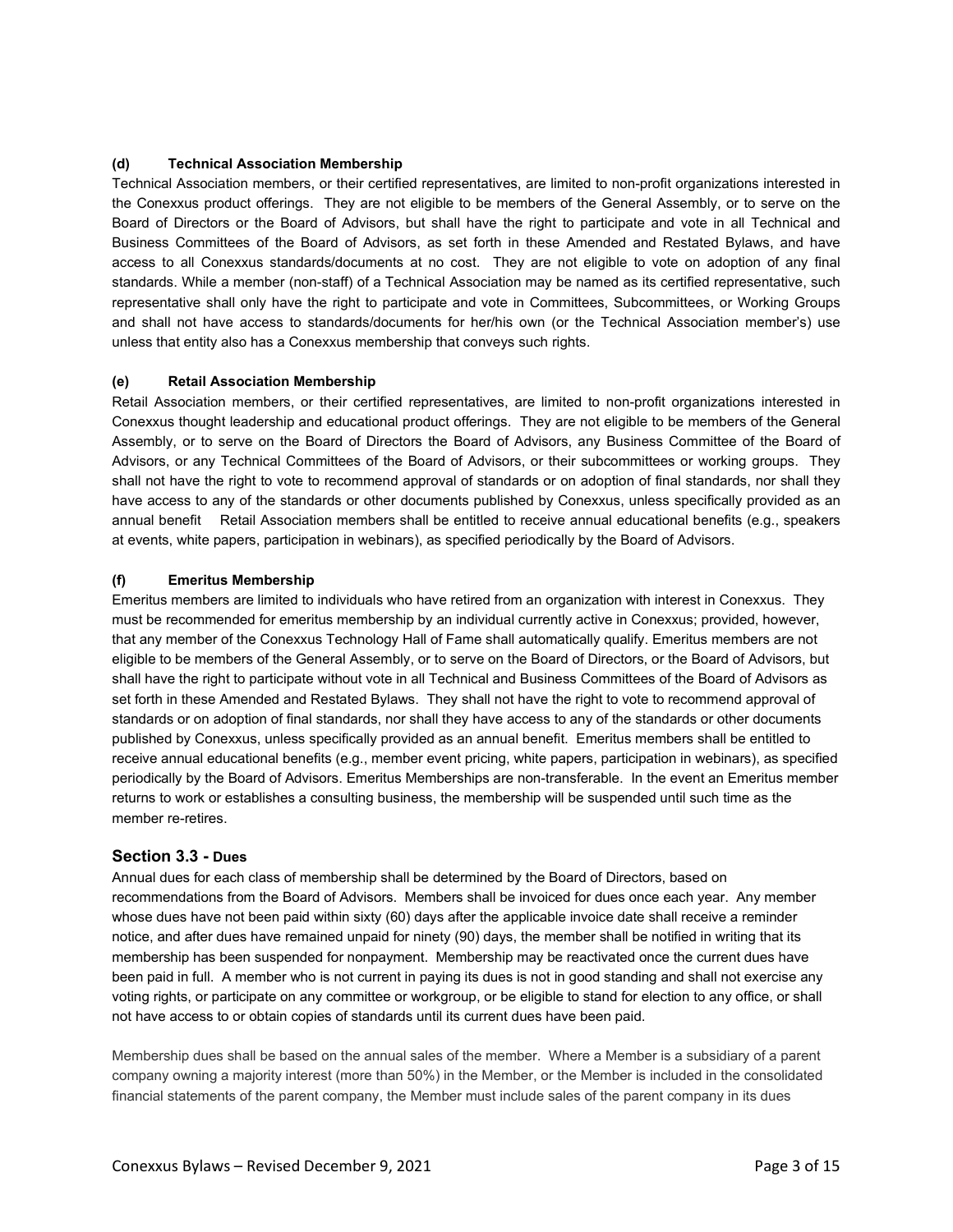**(d) Technical Association Membership**

Technical Association members, or their certified representatives, are limited to non-profit organizations interested in the Conexxus product offerings. They are not eligible to be members of the General Assembly, or to serve on the Board of Directors or the Board of Advisors, but shall have the right to participate and vote in all Technical and Business Committees of the Board of Advisors, as set forth in these Amended and Restated Bylaws, and have access to all Conexxus standards/documents at no cost. They are not eligible to vote on adoption of any final standards. While a member (non-staff) of a Technical Association may be named as its certified representative, such representative shall only have the right to participate and vote in Committees, Subcommittees, or Working Groups and shall not have access to standards/documents for her/his own (or the Technical Association member's) use unless that entity also has a Conexxus membership that conveys such rights.

**(e) Retail Association Membership**

Retail Association members, or their certified representatives, are limited to non-profit organizations interested in Conexxus thought leadership and educational product offerings. They are not eligible to be members of the General Assembly, or to serve on the Board of Directors the Board of Advisors, any Business Committee of the Board of Advisors, or any Technical Committees of the Board of Advisors, or their subcommittees or working groups. They shall not have the right to vote to recommend approval of standards or on adoption of final standards, nor shall they have access to any of the standards or other documents published by Conexxus, unless specifically provided as an annual benefit Retail Association members shall be entitled to receive annual educational benefits (e.g., speakers at events, white papers, participation in webinars), as specified periodically by the Board of Advisors.

**(f) Emeritus Membership**

Emeritus members are limited to individuals who have retired from an organization with interest in Conexxus. They must be recommended for emeritus membership by an individual currently active in Conexxus; provided, however, that any member of the Conexxus Technology Hall of Fame shall automatically qualify. Emeritus members are not eligible to be members of the General Assembly, or to serve on the Board of Directors, or the Board of Advisors, but shall have the right to participate without vote in all Technical and Business Committees of the Board of Advisors as set forth in these Amended and Restated Bylaws. They shall not have the right to vote to recommend approval of standards or on adoption of final standards, nor shall they have access to any of the standards or other documents published by Conexxus, unless specifically provided as an annual benefit. Emeritus members shall be entitled to receive annual educational benefits (e.g., member event pricing, white papers, participation in webinars), as specified periodically by the Board of Advisors. Emeritus Memberships are non-transferable. In the event an Emeritus member returns to work or establishes a consulting business, the membership will be suspended until such time as the member re-retires.

## Section 3.3 - Dues

Annual dues for each class of membership shall be determined by the Board of Directors, based on recommendations from the Board of Advisors. Members shall be invoiced for dues once each year. Any member whose dues have not been paid within sixty (60) days after the applicable invoice date shall receive a reminder notice, and after dues have remained unpaid for ninety (90) days, the member shall be notified in writing that its membership has been suspended for nonpayment. Membership may be reactivated once the current dues have been paid in full. A member who is not current in paying its dues is not in good standing and shall not exercise any voting rights, or participate on any committee or workgroup, or be eligible to stand for election to any office, or shall not have access to or obtain copies of standards until its current dues have been paid.

Membership dues shall be based on the annual sales of the member. Where a Member is a subsidiary of a parent company owning a majority interest (more than 50%) in the Member, or the Member is included in the consolidated financial statements of the parent company, the Member must include sales of the parent company in its dues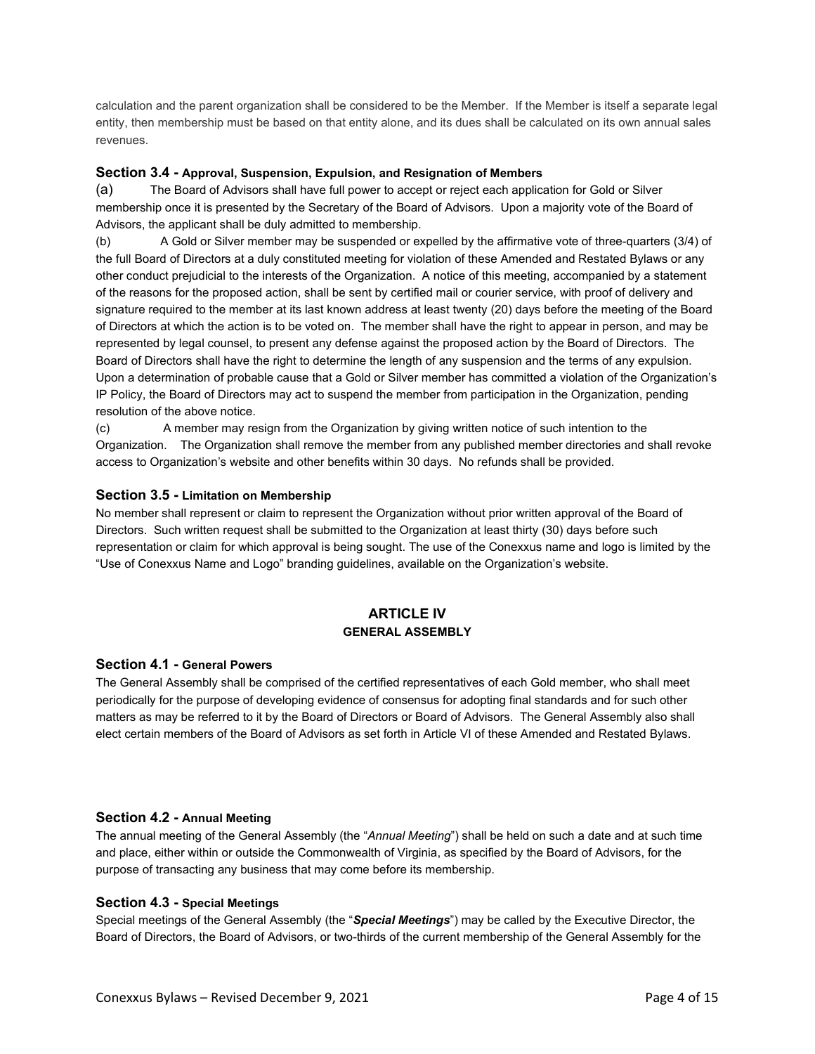calculation and the parent organization shall be considered to be the Member. If the Member is itself a separate legal entity, then membership must be based on that entity alone, and its dues shall be calculated on its own annual sales revenues.

### Section 3.4 - Approval, Suspension, Expulsion, and Resignation of Members

(a) The Board of Advisors shall have full power to accept or reject each application for Gold or Silver membership once it is presented by the Secretary of the Board of Advisors. Upon a majority vote of the Board of Advisors, the applicant shall be duly admitted to membership.

(b) A Gold or Silver member may be suspended or expelled by the affirmative vote of three-quarters (3/4) of the full Board of Directors at a duly constituted meeting for violation of these Amended and Restated Bylaws or any other conduct prejudicial to the interests of the Organization. A notice of this meeting, accompanied by a statement of the reasons for the proposed action, shall be sent by certified mail or courier service, with proof of delivery and signature required to the member at its last known address at least twenty (20) days before the meeting of the Board of Directors at which the action is to be voted on. The member shall have the right to appear in person, and may be represented by legal counsel, to present any defense against the proposed action by the Board of Directors. The Board of Directors shall have the right to determine the length of any suspension and the terms of any expulsion. Upon a determination of probable cause that a Gold or Silver member has committed a violation of the Organization's IP Policy, the Board of Directors may act to suspend the member from participation in the Organization, pending resolution of the above notice.

(c) A member may resign from the Organization by giving written notice of such intention to the Organization. The Organization shall remove the member from any published member directories and shall revoke access to Organization's website and other benefits within 30 days. No refunds shall be provided.

### Section 3.5 - Limitation on Membership

No member shall represent or claim to represent the Organization without prior written approval of the Board of Directors. Such written request shall be submitted to the Organization at least thirty (30) days before such representation or claim for which approval is being sought. The use of the Conexxus name and logo is limited by the "Use of Conexxus Name and Logo" branding guidelines, available on the Organization's website.

## ARTICLE IV
## GENERAL ASSEMBLY

### Section 4.1 - General Powers

The General Assembly shall be comprised of the certified representatives of each Gold member, who shall meet periodically for the purpose of developing evidence of consensus for adopting final standards and for such other matters as may be referred to it by the Board of Directors or Board of Advisors. The General Assembly also shall elect certain members of the Board of Advisors as set forth in Article VI of these Amended and Restated Bylaws.

### Section 4.2 - Annual Meeting

The annual meeting of the General Assembly (the "*Annual Meeting*") shall be held on such a date and at such time and place, either within or outside the Commonwealth of Virginia, as specified by the Board of Advisors, for the purpose of transacting any business that may come before its membership.

### Section 4.3 - Special Meetings

Special meetings of the General Assembly (the "***Special Meetings***") may be called by the Executive Director, the Board of Directors, the Board of Advisors, or two-thirds of the current membership of the General Assembly for the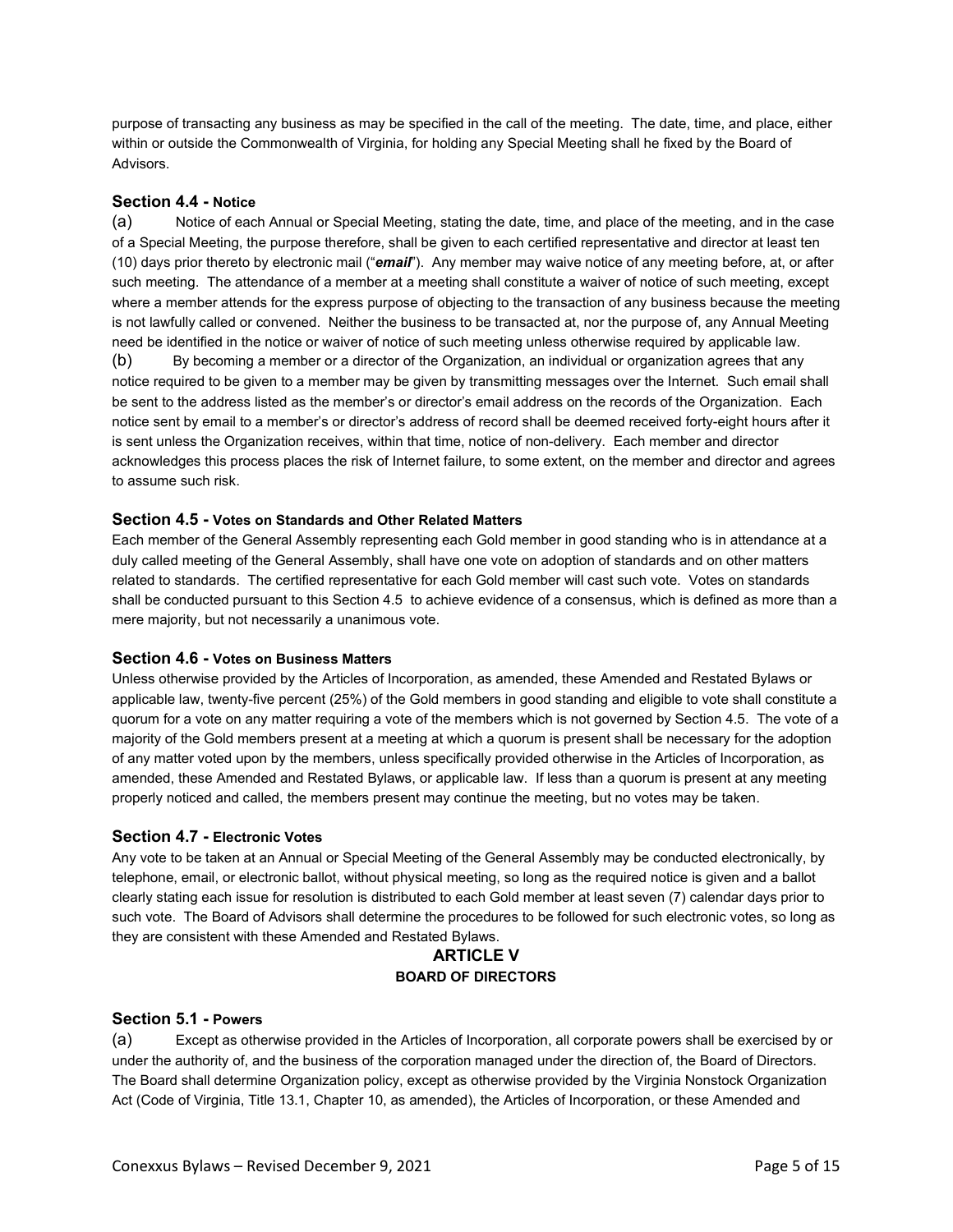purpose of transacting any business as may be specified in the call of the meeting. The date, time, and place, either within or outside the Commonwealth of Virginia, for holding any Special Meeting shall he fixed by the Board of Advisors.

### Section 4.4 - Notice

(a) Notice of each Annual or Special Meeting, stating the date, time, and place of the meeting, and in the case of a Special Meeting, the purpose therefore, shall be given to each certified representative and director at least ten (10) days prior thereto by electronic mail ("***email***"). Any member may waive notice of any meeting before, at, or after such meeting. The attendance of a member at a meeting shall constitute a waiver of notice of such meeting, except where a member attends for the express purpose of objecting to the transaction of any business because the meeting is not lawfully called or convened. Neither the business to be transacted at, nor the purpose of, any Annual Meeting need be identified in the notice or waiver of notice of such meeting unless otherwise required by applicable law.

(b) By becoming a member or a director of the Organization, an individual or organization agrees that any notice required to be given to a member may be given by transmitting messages over the Internet. Such email shall be sent to the address listed as the member's or director's email address on the records of the Organization. Each notice sent by email to a member's or director's address of record shall be deemed received forty-eight hours after it is sent unless the Organization receives, within that time, notice of non-delivery. Each member and director acknowledges this process places the risk of Internet failure, to some extent, on the member and director and agrees to assume such risk.

### Section 4.5 - Votes on Standards and Other Related Matters

Each member of the General Assembly representing each Gold member in good standing who is in attendance at a duly called meeting of the General Assembly, shall have one vote on adoption of standards and on other matters related to standards. The certified representative for each Gold member will cast such vote. Votes on standards shall be conducted pursuant to this Section 4.5 to achieve evidence of a consensus, which is defined as more than a mere majority, but not necessarily a unanimous vote.

### Section 4.6 - Votes on Business Matters

Unless otherwise provided by the Articles of Incorporation, as amended, these Amended and Restated Bylaws or applicable law, twenty-five percent (25%) of the Gold members in good standing and eligible to vote shall constitute a quorum for a vote on any matter requiring a vote of the members which is not governed by Section 4.5. The vote of a majority of the Gold members present at a meeting at which a quorum is present shall be necessary for the adoption of any matter voted upon by the members, unless specifically provided otherwise in the Articles of Incorporation, as amended, these Amended and Restated Bylaws, or applicable law. If less than a quorum is present at any meeting properly noticed and called, the members present may continue the meeting, but no votes may be taken.

### Section 4.7 - Electronic Votes

Any vote to be taken at an Annual or Special Meeting of the General Assembly may be conducted electronically, by telephone, email, or electronic ballot, without physical meeting, so long as the required notice is given and a ballot clearly stating each issue for resolution is distributed to each Gold member at least seven (7) calendar days prior to such vote. The Board of Advisors shall determine the procedures to be followed for such electronic votes, so long as they are consistent with these Amended and Restated Bylaws.

## ARTICLE V
## BOARD OF DIRECTORS

### Section 5.1 - Powers

(a) Except as otherwise provided in the Articles of Incorporation, all corporate powers shall be exercised by or under the authority of, and the business of the corporation managed under the direction of, the Board of Directors. The Board shall determine Organization policy, except as otherwise provided by the Virginia Nonstock Organization Act (Code of Virginia, Title 13.1, Chapter 10, as amended), the Articles of Incorporation, or these Amended and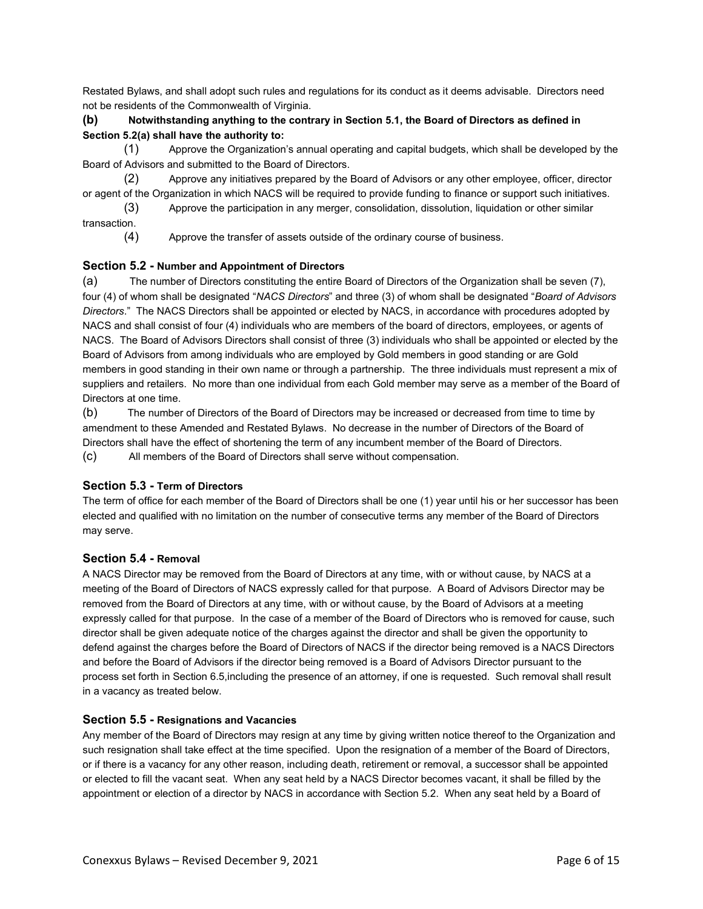Restated Bylaws, and shall adopt such rules and regulations for its conduct as it deems advisable. Directors need not be residents of the Commonwealth of Virginia.

**(b) Notwithstanding anything to the contrary in Section 5.1, the Board of Directors as defined in Section 5.2(a) shall have the authority to:**

(1) Approve the Organization's annual operating and capital budgets, which shall be developed by the Board of Advisors and submitted to the Board of Directors.

(2) Approve any initiatives prepared by the Board of Advisors or any other employee, officer, director or agent of the Organization in which NACS will be required to provide funding to finance or support such initiatives.

(3) Approve the participation in any merger, consolidation, dissolution, liquidation or other similar transaction.

(4) Approve the transfer of assets outside of the ordinary course of business.

### Section 5.2 - Number and Appointment of Directors

(a) The number of Directors constituting the entire Board of Directors of the Organization shall be seven (7), four (4) of whom shall be designated "*NACS Directors*" and three (3) of whom shall be designated "*Board of Advisors Directors*." The NACS Directors shall be appointed or elected by NACS, in accordance with procedures adopted by NACS and shall consist of four (4) individuals who are members of the board of directors, employees, or agents of NACS. The Board of Advisors Directors shall consist of three (3) individuals who shall be appointed or elected by the Board of Advisors from among individuals who are employed by Gold members in good standing or are Gold members in good standing in their own name or through a partnership. The three individuals must represent a mix of suppliers and retailers. No more than one individual from each Gold member may serve as a member of the Board of Directors at one time.

(b) The number of Directors of the Board of Directors may be increased or decreased from time to time by amendment to these Amended and Restated Bylaws. No decrease in the number of Directors of the Board of Directors shall have the effect of shortening the term of any incumbent member of the Board of Directors.

(c) All members of the Board of Directors shall serve without compensation.

### Section 5.3 - Term of Directors

The term of office for each member of the Board of Directors shall be one (1) year until his or her successor has been elected and qualified with no limitation on the number of consecutive terms any member of the Board of Directors may serve.

### Section 5.4 - Removal

A NACS Director may be removed from the Board of Directors at any time, with or without cause, by NACS at a meeting of the Board of Directors of NACS expressly called for that purpose. A Board of Advisors Director may be removed from the Board of Directors at any time, with or without cause, by the Board of Advisors at a meeting expressly called for that purpose. In the case of a member of the Board of Directors who is removed for cause, such director shall be given adequate notice of the charges against the director and shall be given the opportunity to defend against the charges before the Board of Directors of NACS if the director being removed is a NACS Directors and before the Board of Advisors if the director being removed is a Board of Advisors Director pursuant to the process set forth in Section 6.5,including the presence of an attorney, if one is requested. Such removal shall result in a vacancy as treated below.

### Section 5.5 - Resignations and Vacancies

Any member of the Board of Directors may resign at any time by giving written notice thereof to the Organization and such resignation shall take effect at the time specified. Upon the resignation of a member of the Board of Directors, or if there is a vacancy for any other reason, including death, retirement or removal, a successor shall be appointed or elected to fill the vacant seat. When any seat held by a NACS Director becomes vacant, it shall be filled by the appointment or election of a director by NACS in accordance with Section 5.2. When any seat held by a Board of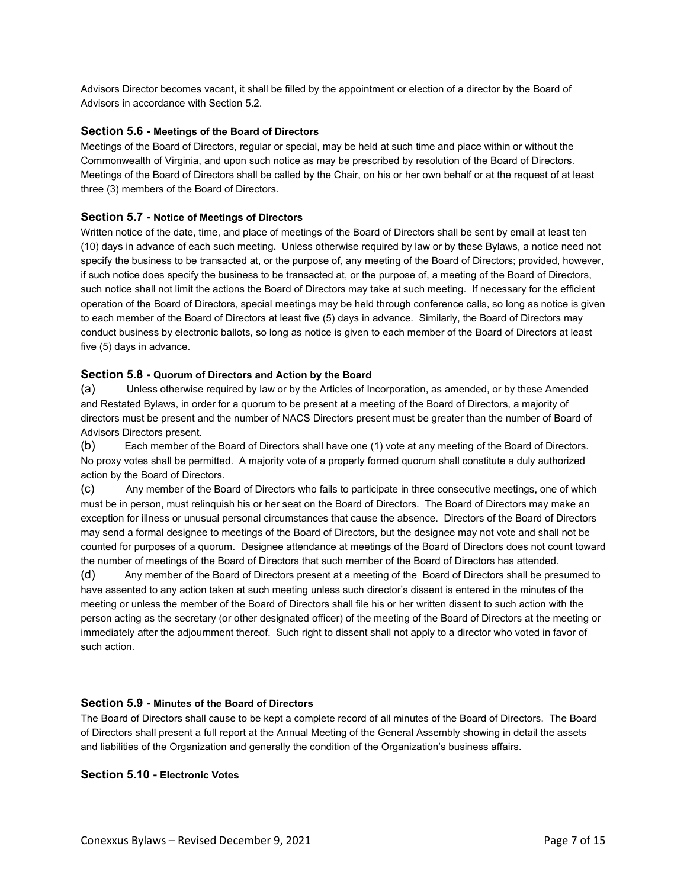Advisors Director becomes vacant, it shall be filled by the appointment or election of a director by the Board of Advisors in accordance with Section 5.2.

### Section 5.6 - Meetings of the Board of Directors

Meetings of the Board of Directors, regular or special, may be held at such time and place within or without the Commonwealth of Virginia, and upon such notice as may be prescribed by resolution of the Board of Directors. Meetings of the Board of Directors shall be called by the Chair, on his or her own behalf or at the request of at least three (3) members of the Board of Directors.

### Section 5.7 - Notice of Meetings of Directors

Written notice of the date, time, and place of meetings of the Board of Directors shall be sent by email at least ten (10) days in advance of each such meeting**.** Unless otherwise required by law or by these Bylaws, a notice need not specify the business to be transacted at, or the purpose of, any meeting of the Board of Directors; provided, however, if such notice does specify the business to be transacted at, or the purpose of, a meeting of the Board of Directors, such notice shall not limit the actions the Board of Directors may take at such meeting. If necessary for the efficient operation of the Board of Directors, special meetings may be held through conference calls, so long as notice is given to each member of the Board of Directors at least five (5) days in advance. Similarly, the Board of Directors may conduct business by electronic ballots, so long as notice is given to each member of the Board of Directors at least five (5) days in advance.

### Section 5.8 - Quorum of Directors and Action by the Board

(a) Unless otherwise required by law or by the Articles of Incorporation, as amended, or by these Amended and Restated Bylaws, in order for a quorum to be present at a meeting of the Board of Directors, a majority of directors must be present and the number of NACS Directors present must be greater than the number of Board of Advisors Directors present.

(b) Each member of the Board of Directors shall have one (1) vote at any meeting of the Board of Directors. No proxy votes shall be permitted. A majority vote of a properly formed quorum shall constitute a duly authorized action by the Board of Directors.

(c) Any member of the Board of Directors who fails to participate in three consecutive meetings, one of which must be in person, must relinquish his or her seat on the Board of Directors. The Board of Directors may make an exception for illness or unusual personal circumstances that cause the absence. Directors of the Board of Directors may send a formal designee to meetings of the Board of Directors, but the designee may not vote and shall not be counted for purposes of a quorum. Designee attendance at meetings of the Board of Directors does not count toward the number of meetings of the Board of Directors that such member of the Board of Directors has attended.

(d) Any member of the Board of Directors present at a meeting of the Board of Directors shall be presumed to have assented to any action taken at such meeting unless such director's dissent is entered in the minutes of the meeting or unless the member of the Board of Directors shall file his or her written dissent to such action with the person acting as the secretary (or other designated officer) of the meeting of the Board of Directors at the meeting or immediately after the adjournment thereof. Such right to dissent shall not apply to a director who voted in favor of such action.

### Section 5.9 - Minutes of the Board of Directors

The Board of Directors shall cause to be kept a complete record of all minutes of the Board of Directors. The Board of Directors shall present a full report at the Annual Meeting of the General Assembly showing in detail the assets and liabilities of the Organization and generally the condition of the Organization's business affairs.

### Section 5.10 - Electronic Votes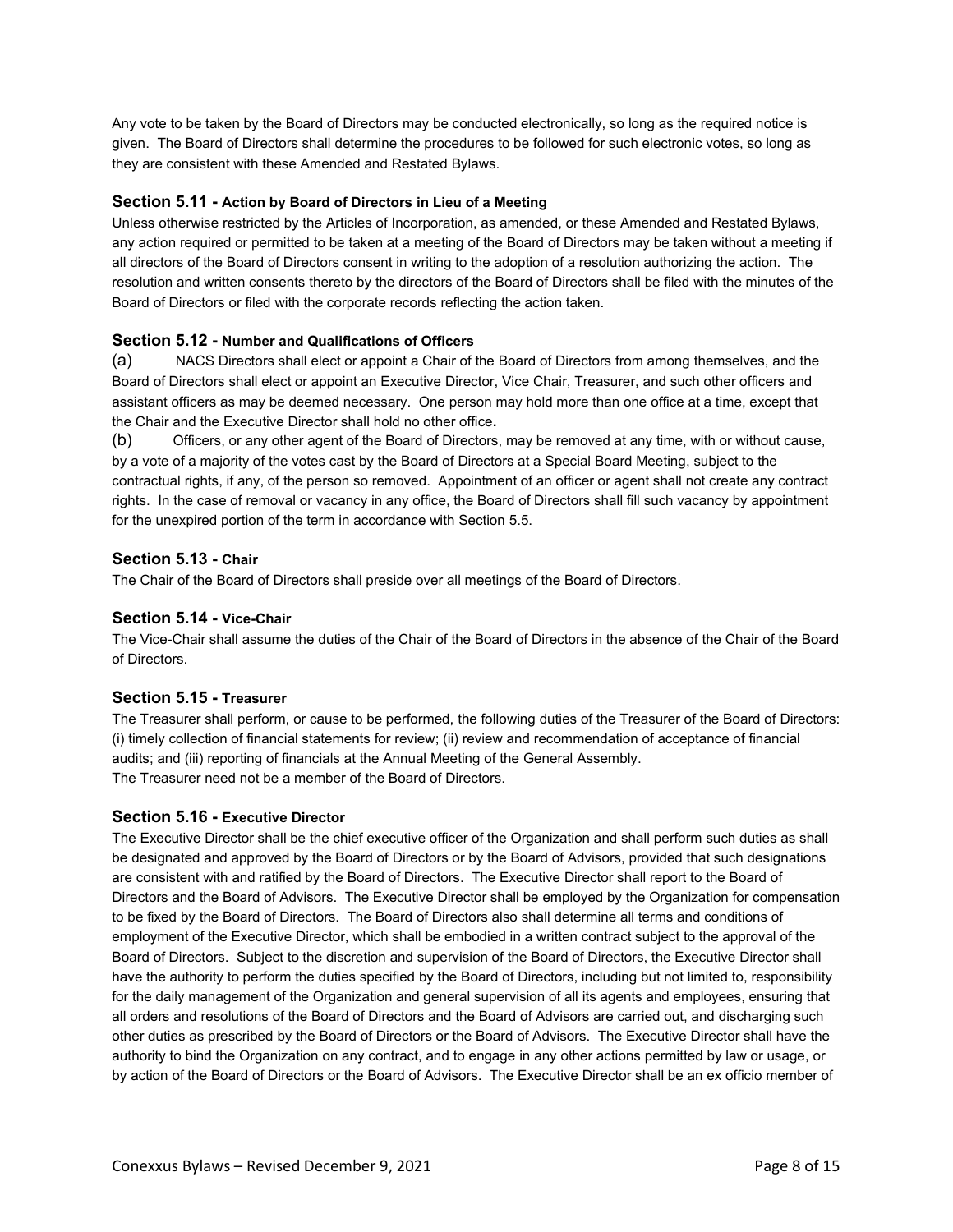Any vote to be taken by the Board of Directors may be conducted electronically, so long as the required notice is given. The Board of Directors shall determine the procedures to be followed for such electronic votes, so long as they are consistent with these Amended and Restated Bylaws.

### Section 5.11 - Action by Board of Directors in Lieu of a Meeting

Unless otherwise restricted by the Articles of Incorporation, as amended, or these Amended and Restated Bylaws, any action required or permitted to be taken at a meeting of the Board of Directors may be taken without a meeting if all directors of the Board of Directors consent in writing to the adoption of a resolution authorizing the action. The resolution and written consents thereto by the directors of the Board of Directors shall be filed with the minutes of the Board of Directors or filed with the corporate records reflecting the action taken.

### Section 5.12 - Number and Qualifications of Officers

(a) NACS Directors shall elect or appoint a Chair of the Board of Directors from among themselves, and the Board of Directors shall elect or appoint an Executive Director, Vice Chair, Treasurer, and such other officers and assistant officers as may be deemed necessary. One person may hold more than one office at a time, except that the Chair and the Executive Director shall hold no other office.

(b) Officers, or any other agent of the Board of Directors, may be removed at any time, with or without cause, by a vote of a majority of the votes cast by the Board of Directors at a Special Board Meeting, subject to the contractual rights, if any, of the person so removed. Appointment of an officer or agent shall not create any contract rights. In the case of removal or vacancy in any office, the Board of Directors shall fill such vacancy by appointment for the unexpired portion of the term in accordance with Section 5.5.

### Section 5.13 - Chair

The Chair of the Board of Directors shall preside over all meetings of the Board of Directors.

### Section 5.14 - Vice-Chair

The Vice-Chair shall assume the duties of the Chair of the Board of Directors in the absence of the Chair of the Board of Directors.

### Section 5.15 - Treasurer

The Treasurer shall perform, or cause to be performed, the following duties of the Treasurer of the Board of Directors: (i) timely collection of financial statements for review; (ii) review and recommendation of acceptance of financial audits; and (iii) reporting of financials at the Annual Meeting of the General Assembly.
The Treasurer need not be a member of the Board of Directors.

### Section 5.16 - Executive Director

The Executive Director shall be the chief executive officer of the Organization and shall perform such duties as shall be designated and approved by the Board of Directors or by the Board of Advisors, provided that such designations are consistent with and ratified by the Board of Directors. The Executive Director shall report to the Board of Directors and the Board of Advisors. The Executive Director shall be employed by the Organization for compensation to be fixed by the Board of Directors. The Board of Directors also shall determine all terms and conditions of employment of the Executive Director, which shall be embodied in a written contract subject to the approval of the Board of Directors. Subject to the discretion and supervision of the Board of Directors, the Executive Director shall have the authority to perform the duties specified by the Board of Directors, including but not limited to, responsibility for the daily management of the Organization and general supervision of all its agents and employees, ensuring that all orders and resolutions of the Board of Directors and the Board of Advisors are carried out, and discharging such other duties as prescribed by the Board of Directors or the Board of Advisors. The Executive Director shall have the authority to bind the Organization on any contract, and to engage in any other actions permitted by law or usage, or by action of the Board of Directors or the Board of Advisors. The Executive Director shall be an ex officio member of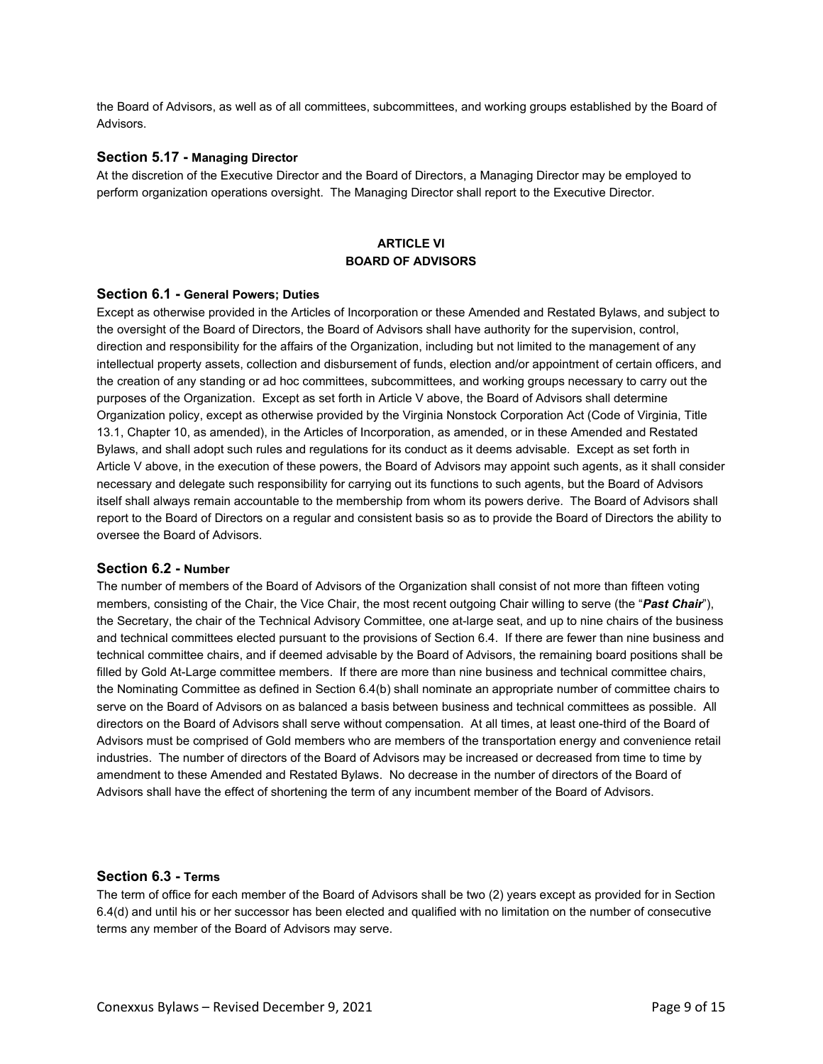the Board of Advisors, as well as of all committees, subcommittees, and working groups established by the Board of Advisors.

### Section 5.17 - Managing Director

At the discretion of the Executive Director and the Board of Directors, a Managing Director may be employed to perform organization operations oversight. The Managing Director shall report to the Executive Director.

## ARTICLE VI
## BOARD OF ADVISORS

### Section 6.1 - General Powers; Duties

Except as otherwise provided in the Articles of Incorporation or these Amended and Restated Bylaws, and subject to the oversight of the Board of Directors, the Board of Advisors shall have authority for the supervision, control, direction and responsibility for the affairs of the Organization, including but not limited to the management of any intellectual property assets, collection and disbursement of funds, election and/or appointment of certain officers, and the creation of any standing or ad hoc committees, subcommittees, and working groups necessary to carry out the purposes of the Organization. Except as set forth in Article V above, the Board of Advisors shall determine Organization policy, except as otherwise provided by the Virginia Nonstock Corporation Act (Code of Virginia, Title 13.1, Chapter 10, as amended), in the Articles of Incorporation, as amended, or in these Amended and Restated Bylaws, and shall adopt such rules and regulations for its conduct as it deems advisable. Except as set forth in Article V above, in the execution of these powers, the Board of Advisors may appoint such agents, as it shall consider necessary and delegate such responsibility for carrying out its functions to such agents, but the Board of Advisors itself shall always remain accountable to the membership from whom its powers derive. The Board of Advisors shall report to the Board of Directors on a regular and consistent basis so as to provide the Board of Directors the ability to oversee the Board of Advisors.

### Section 6.2 - Number

The number of members of the Board of Advisors of the Organization shall consist of not more than fifteen voting members, consisting of the Chair, the Vice Chair, the most recent outgoing Chair willing to serve (the "***Past Chair***"), the Secretary, the chair of the Technical Advisory Committee, one at-large seat, and up to nine chairs of the business and technical committees elected pursuant to the provisions of Section 6.4. If there are fewer than nine business and technical committee chairs, and if deemed advisable by the Board of Advisors, the remaining board positions shall be filled by Gold At-Large committee members. If there are more than nine business and technical committee chairs, the Nominating Committee as defined in Section 6.4(b) shall nominate an appropriate number of committee chairs to serve on the Board of Advisors on as balanced a basis between business and technical committees as possible. All directors on the Board of Advisors shall serve without compensation. At all times, at least one-third of the Board of Advisors must be comprised of Gold members who are members of the transportation energy and convenience retail industries. The number of directors of the Board of Advisors may be increased or decreased from time to time by amendment to these Amended and Restated Bylaws. No decrease in the number of directors of the Board of Advisors shall have the effect of shortening the term of any incumbent member of the Board of Advisors.

### Section 6.3 - Terms

The term of office for each member of the Board of Advisors shall be two (2) years except as provided for in Section 6.4(d) and until his or her successor has been elected and qualified with no limitation on the number of consecutive terms any member of the Board of Advisors may serve.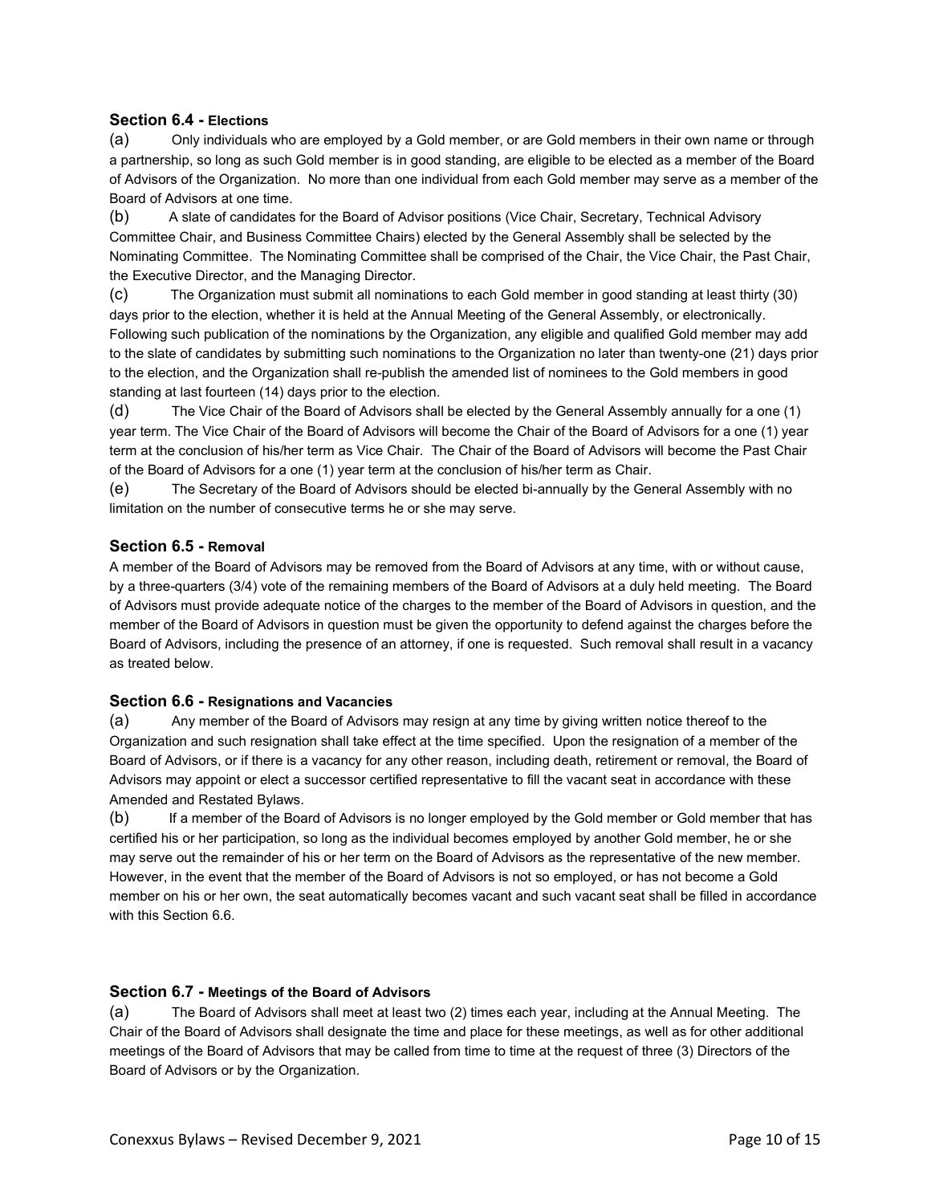### Section 6.4 - Elections

(a) Only individuals who are employed by a Gold member, or are Gold members in their own name or through a partnership, so long as such Gold member is in good standing, are eligible to be elected as a member of the Board of Advisors of the Organization. No more than one individual from each Gold member may serve as a member of the Board of Advisors at one time.

(b) A slate of candidates for the Board of Advisor positions (Vice Chair, Secretary, Technical Advisory Committee Chair, and Business Committee Chairs) elected by the General Assembly shall be selected by the Nominating Committee. The Nominating Committee shall be comprised of the Chair, the Vice Chair, the Past Chair, the Executive Director, and the Managing Director.

(c) The Organization must submit all nominations to each Gold member in good standing at least thirty (30) days prior to the election, whether it is held at the Annual Meeting of the General Assembly, or electronically. Following such publication of the nominations by the Organization, any eligible and qualified Gold member may add to the slate of candidates by submitting such nominations to the Organization no later than twenty-one (21) days prior to the election, and the Organization shall re-publish the amended list of nominees to the Gold members in good standing at last fourteen (14) days prior to the election.

(d) The Vice Chair of the Board of Advisors shall be elected by the General Assembly annually for a one (1) year term. The Vice Chair of the Board of Advisors will become the Chair of the Board of Advisors for a one (1) year term at the conclusion of his/her term as Vice Chair. The Chair of the Board of Advisors will become the Past Chair of the Board of Advisors for a one (1) year term at the conclusion of his/her term as Chair.

(e) The Secretary of the Board of Advisors should be elected bi-annually by the General Assembly with no limitation on the number of consecutive terms he or she may serve.

### Section 6.5 - Removal

A member of the Board of Advisors may be removed from the Board of Advisors at any time, with or without cause, by a three-quarters (3/4) vote of the remaining members of the Board of Advisors at a duly held meeting. The Board of Advisors must provide adequate notice of the charges to the member of the Board of Advisors in question, and the member of the Board of Advisors in question must be given the opportunity to defend against the charges before the Board of Advisors, including the presence of an attorney, if one is requested. Such removal shall result in a vacancy as treated below.

### Section 6.6 - Resignations and Vacancies

(a) Any member of the Board of Advisors may resign at any time by giving written notice thereof to the Organization and such resignation shall take effect at the time specified. Upon the resignation of a member of the Board of Advisors, or if there is a vacancy for any other reason, including death, retirement or removal, the Board of Advisors may appoint or elect a successor certified representative to fill the vacant seat in accordance with these Amended and Restated Bylaws.

(b) If a member of the Board of Advisors is no longer employed by the Gold member or Gold member that has certified his or her participation, so long as the individual becomes employed by another Gold member, he or she may serve out the remainder of his or her term on the Board of Advisors as the representative of the new member. However, in the event that the member of the Board of Advisors is not so employed, or has not become a Gold member on his or her own, the seat automatically becomes vacant and such vacant seat shall be filled in accordance with this Section 6.6.

### Section 6.7 - Meetings of the Board of Advisors

(a) The Board of Advisors shall meet at least two (2) times each year, including at the Annual Meeting. The Chair of the Board of Advisors shall designate the time and place for these meetings, as well as for other additional meetings of the Board of Advisors that may be called from time to time at the request of three (3) Directors of the Board of Advisors or by the Organization.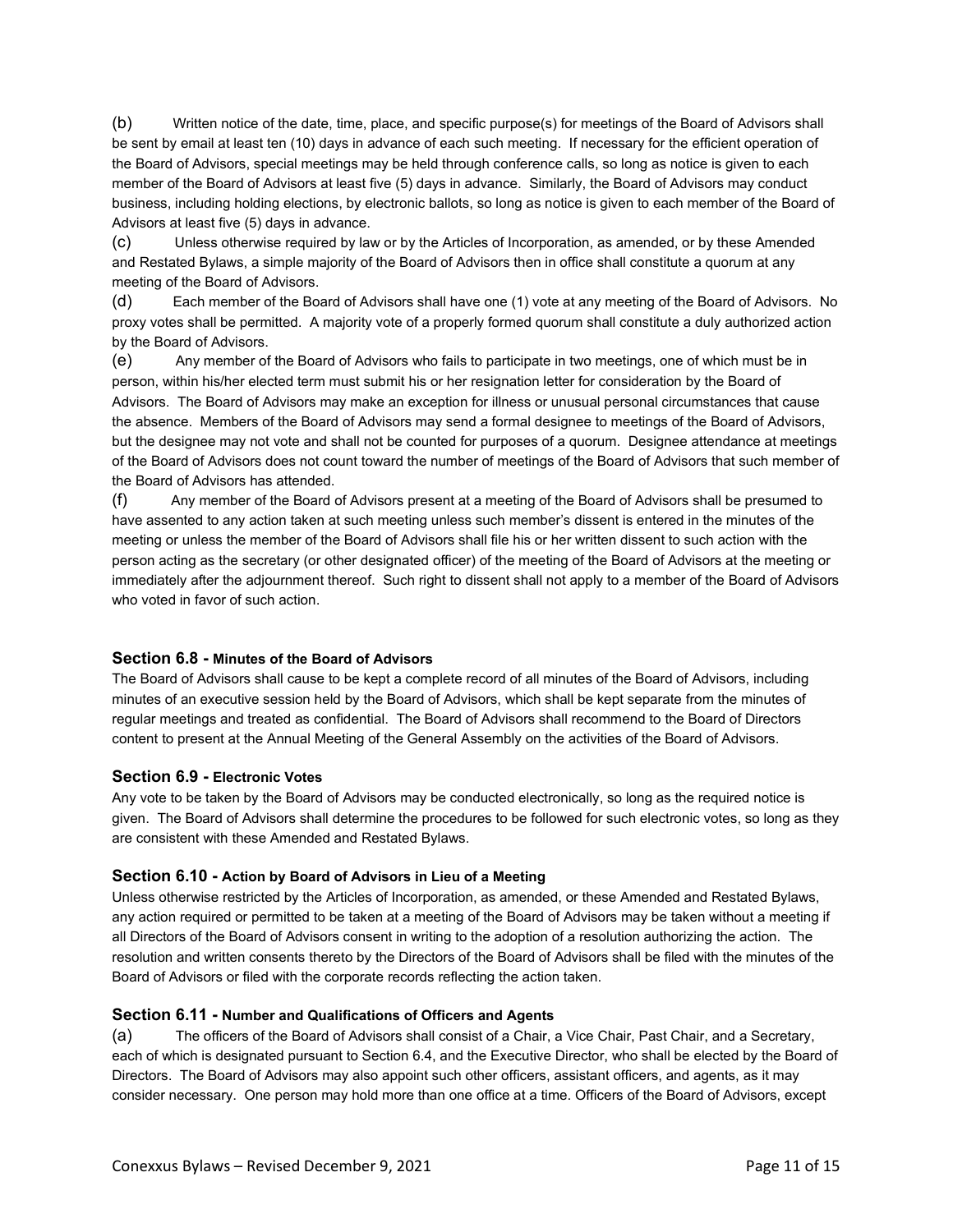(b) Written notice of the date, time, place, and specific purpose(s) for meetings of the Board of Advisors shall be sent by email at least ten (10) days in advance of each such meeting. If necessary for the efficient operation of the Board of Advisors, special meetings may be held through conference calls, so long as notice is given to each member of the Board of Advisors at least five (5) days in advance. Similarly, the Board of Advisors may conduct business, including holding elections, by electronic ballots, so long as notice is given to each member of the Board of Advisors at least five (5) days in advance.

(c) Unless otherwise required by law or by the Articles of Incorporation, as amended, or by these Amended and Restated Bylaws, a simple majority of the Board of Advisors then in office shall constitute a quorum at any meeting of the Board of Advisors.

(d) Each member of the Board of Advisors shall have one (1) vote at any meeting of the Board of Advisors. No proxy votes shall be permitted. A majority vote of a properly formed quorum shall constitute a duly authorized action by the Board of Advisors.

(e) Any member of the Board of Advisors who fails to participate in two meetings, one of which must be in person, within his/her elected term must submit his or her resignation letter for consideration by the Board of Advisors. The Board of Advisors may make an exception for illness or unusual personal circumstances that cause the absence. Members of the Board of Advisors may send a formal designee to meetings of the Board of Advisors, but the designee may not vote and shall not be counted for purposes of a quorum. Designee attendance at meetings of the Board of Advisors does not count toward the number of meetings of the Board of Advisors that such member of the Board of Advisors has attended.

(f) Any member of the Board of Advisors present at a meeting of the Board of Advisors shall be presumed to have assented to any action taken at such meeting unless such member's dissent is entered in the minutes of the meeting or unless the member of the Board of Advisors shall file his or her written dissent to such action with the person acting as the secretary (or other designated officer) of the meeting of the Board of Advisors at the meeting or immediately after the adjournment thereof. Such right to dissent shall not apply to a member of the Board of Advisors who voted in favor of such action.

### Section 6.8 - Minutes of the Board of Advisors

The Board of Advisors shall cause to be kept a complete record of all minutes of the Board of Advisors, including minutes of an executive session held by the Board of Advisors, which shall be kept separate from the minutes of regular meetings and treated as confidential. The Board of Advisors shall recommend to the Board of Directors content to present at the Annual Meeting of the General Assembly on the activities of the Board of Advisors.

### Section 6.9 - Electronic Votes

Any vote to be taken by the Board of Advisors may be conducted electronically, so long as the required notice is given. The Board of Advisors shall determine the procedures to be followed for such electronic votes, so long as they are consistent with these Amended and Restated Bylaws.

### Section 6.10 - Action by Board of Advisors in Lieu of a Meeting

Unless otherwise restricted by the Articles of Incorporation, as amended, or these Amended and Restated Bylaws, any action required or permitted to be taken at a meeting of the Board of Advisors may be taken without a meeting if all Directors of the Board of Advisors consent in writing to the adoption of a resolution authorizing the action. The resolution and written consents thereto by the Directors of the Board of Advisors shall be filed with the minutes of the Board of Advisors or filed with the corporate records reflecting the action taken.

### Section 6.11 - Number and Qualifications of Officers and Agents

(a) The officers of the Board of Advisors shall consist of a Chair, a Vice Chair, Past Chair, and a Secretary, each of which is designated pursuant to Section 6.4, and the Executive Director, who shall be elected by the Board of Directors. The Board of Advisors may also appoint such other officers, assistant officers, and agents, as it may consider necessary. One person may hold more than one office at a time. Officers of the Board of Advisors, except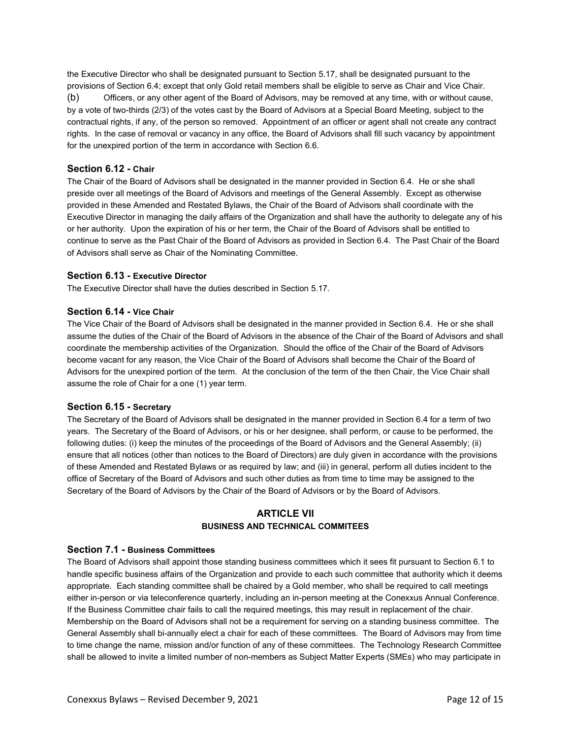the Executive Director who shall be designated pursuant to Section 5.17, shall be designated pursuant to the provisions of Section 6.4; except that only Gold retail members shall be eligible to serve as Chair and Vice Chair.

(b) Officers, or any other agent of the Board of Advisors, may be removed at any time, with or without cause, by a vote of two-thirds (2/3) of the votes cast by the Board of Advisors at a Special Board Meeting, subject to the contractual rights, if any, of the person so removed. Appointment of an officer or agent shall not create any contract rights. In the case of removal or vacancy in any office, the Board of Advisors shall fill such vacancy by appointment for the unexpired portion of the term in accordance with Section 6.6.

### Section 6.12 - Chair

The Chair of the Board of Advisors shall be designated in the manner provided in Section 6.4. He or she shall preside over all meetings of the Board of Advisors and meetings of the General Assembly. Except as otherwise provided in these Amended and Restated Bylaws, the Chair of the Board of Advisors shall coordinate with the Executive Director in managing the daily affairs of the Organization and shall have the authority to delegate any of his or her authority. Upon the expiration of his or her term, the Chair of the Board of Advisors shall be entitled to continue to serve as the Past Chair of the Board of Advisors as provided in Section 6.4. The Past Chair of the Board of Advisors shall serve as Chair of the Nominating Committee.

### Section 6.13 - Executive Director

The Executive Director shall have the duties described in Section 5.17.

### Section 6.14 - Vice Chair

The Vice Chair of the Board of Advisors shall be designated in the manner provided in Section 6.4. He or she shall assume the duties of the Chair of the Board of Advisors in the absence of the Chair of the Board of Advisors and shall coordinate the membership activities of the Organization. Should the office of the Chair of the Board of Advisors become vacant for any reason, the Vice Chair of the Board of Advisors shall become the Chair of the Board of Advisors for the unexpired portion of the term. At the conclusion of the term of the then Chair, the Vice Chair shall assume the role of Chair for a one (1) year term.

### Section 6.15 - Secretary

The Secretary of the Board of Advisors shall be designated in the manner provided in Section 6.4 for a term of two years. The Secretary of the Board of Advisors, or his or her designee, shall perform, or cause to be performed, the following duties: (i) keep the minutes of the proceedings of the Board of Advisors and the General Assembly; (ii) ensure that all notices (other than notices to the Board of Directors) are duly given in accordance with the provisions of these Amended and Restated Bylaws or as required by law; and (iii) in general, perform all duties incident to the office of Secretary of the Board of Advisors and such other duties as from time to time may be assigned to the Secretary of the Board of Advisors by the Chair of the Board of Advisors or by the Board of Advisors.

## ARTICLE VII
## BUSINESS AND TECHNICAL COMMITEES

### Section 7.1 - Business Committees

The Board of Advisors shall appoint those standing business committees which it sees fit pursuant to Section 6.1 to handle specific business affairs of the Organization and provide to each such committee that authority which it deems appropriate. Each standing committee shall be chaired by a Gold member, who shall be required to call meetings either in-person or via teleconference quarterly, including an in-person meeting at the Conexxus Annual Conference. If the Business Committee chair fails to call the required meetings, this may result in replacement of the chair. Membership on the Board of Advisors shall not be a requirement for serving on a standing business committee. The General Assembly shall bi-annually elect a chair for each of these committees. The Board of Advisors may from time to time change the name, mission and/or function of any of these committees. The Technology Research Committee shall be allowed to invite a limited number of non-members as Subject Matter Experts (SMEs) who may participate in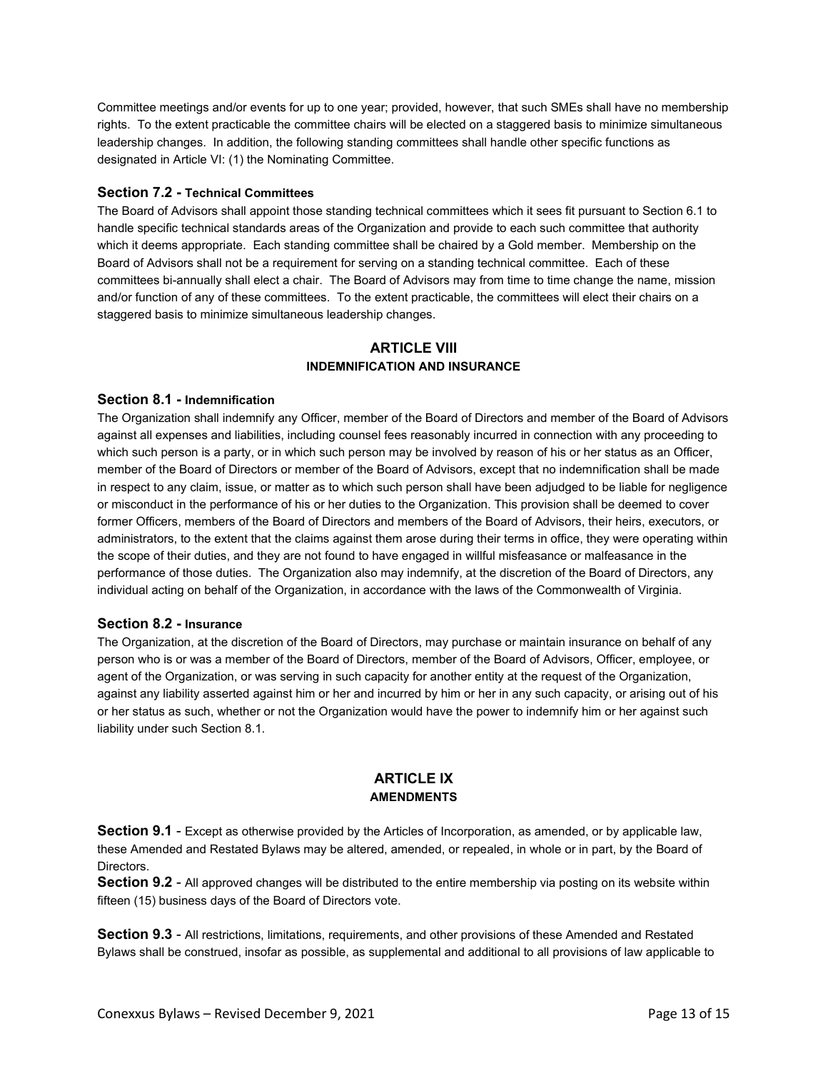Committee meetings and/or events for up to one year; provided, however, that such SMEs shall have no membership rights. To the extent practicable the committee chairs will be elected on a staggered basis to minimize simultaneous leadership changes. In addition, the following standing committees shall handle other specific functions as designated in Article VI: (1) the Nominating Committee.

### Section 7.2 - Technical Committees

The Board of Advisors shall appoint those standing technical committees which it sees fit pursuant to Section 6.1 to handle specific technical standards areas of the Organization and provide to each such committee that authority which it deems appropriate. Each standing committee shall be chaired by a Gold member. Membership on the Board of Advisors shall not be a requirement for serving on a standing technical committee. Each of these committees bi-annually shall elect a chair. The Board of Advisors may from time to time change the name, mission and/or function of any of these committees. To the extent practicable, the committees will elect their chairs on a staggered basis to minimize simultaneous leadership changes.

## ARTICLE VIII
### INDEMNIFICATION AND INSURANCE

### Section 8.1 - Indemnification

The Organization shall indemnify any Officer, member of the Board of Directors and member of the Board of Advisors against all expenses and liabilities, including counsel fees reasonably incurred in connection with any proceeding to which such person is a party, or in which such person may be involved by reason of his or her status as an Officer, member of the Board of Directors or member of the Board of Advisors, except that no indemnification shall be made in respect to any claim, issue, or matter as to which such person shall have been adjudged to be liable for negligence or misconduct in the performance of his or her duties to the Organization. This provision shall be deemed to cover former Officers, members of the Board of Directors and members of the Board of Advisors, their heirs, executors, or administrators, to the extent that the claims against them arose during their terms in office, they were operating within the scope of their duties, and they are not found to have engaged in willful misfeasance or malfeasance in the performance of those duties. The Organization also may indemnify, at the discretion of the Board of Directors, any individual acting on behalf of the Organization, in accordance with the laws of the Commonwealth of Virginia.

### Section 8.2 - Insurance

The Organization, at the discretion of the Board of Directors, may purchase or maintain insurance on behalf of any person who is or was a member of the Board of Directors, member of the Board of Advisors, Officer, employee, or agent of the Organization, or was serving in such capacity for another entity at the request of the Organization, against any liability asserted against him or her and incurred by him or her in any such capacity, or arising out of his or her status as such, whether or not the Organization would have the power to indemnify him or her against such liability under such Section 8.1.

## ARTICLE IX
### AMENDMENTS

**Section 9.1** - Except as otherwise provided by the Articles of Incorporation, as amended, or by applicable law, these Amended and Restated Bylaws may be altered, amended, or repealed, in whole or in part, by the Board of Directors.

**Section 9.2** - All approved changes will be distributed to the entire membership via posting on its website within fifteen (15) business days of the Board of Directors vote.

**Section 9.3** - All restrictions, limitations, requirements, and other provisions of these Amended and Restated Bylaws shall be construed, insofar as possible, as supplemental and additional to all provisions of law applicable to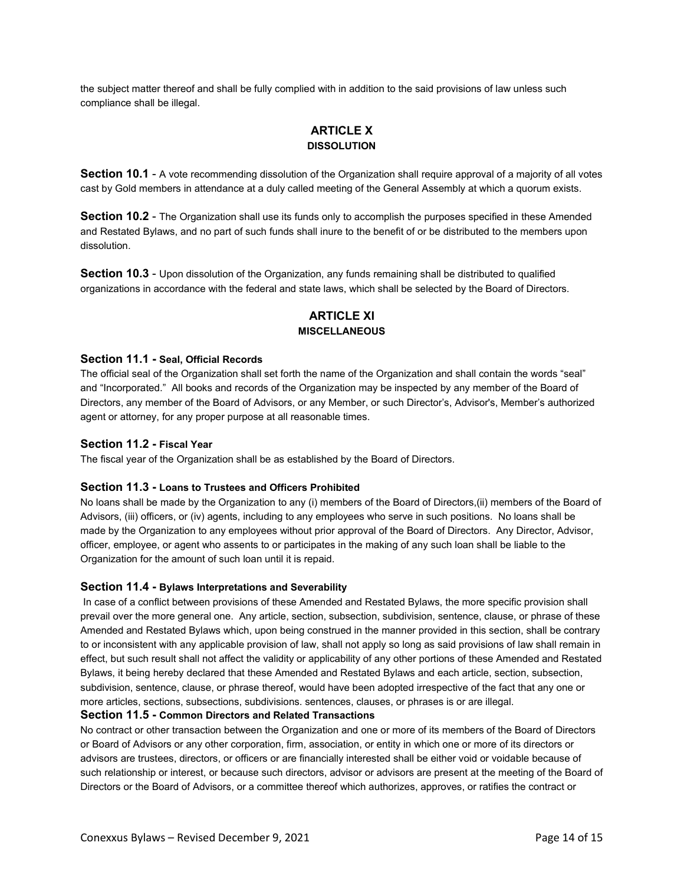the subject matter thereof and shall be fully complied with in addition to the said provisions of law unless such compliance shall be illegal.

## ARTICLE X
### DISSOLUTION

**Section 10.1** - A vote recommending dissolution of the Organization shall require approval of a majority of all votes cast by Gold members in attendance at a duly called meeting of the General Assembly at which a quorum exists.

**Section 10.2** - The Organization shall use its funds only to accomplish the purposes specified in these Amended and Restated Bylaws, and no part of such funds shall inure to the benefit of or be distributed to the members upon dissolution.

**Section 10.3** - Upon dissolution of the Organization, any funds remaining shall be distributed to qualified organizations in accordance with the federal and state laws, which shall be selected by the Board of Directors.

## ARTICLE XI
### MISCELLANEOUS

**Section 11.1 - Seal, Official Records**

The official seal of the Organization shall set forth the name of the Organization and shall contain the words "seal" and "Incorporated." All books and records of the Organization may be inspected by any member of the Board of Directors, any member of the Board of Advisors, or any Member, or such Director's, Advisor's, Member's authorized agent or attorney, for any proper purpose at all reasonable times.

**Section 11.2 - Fiscal Year**

The fiscal year of the Organization shall be as established by the Board of Directors.

**Section 11.3 - Loans to Trustees and Officers Prohibited**

No loans shall be made by the Organization to any (i) members of the Board of Directors,(ii) members of the Board of Advisors, (iii) officers, or (iv) agents, including to any employees who serve in such positions. No loans shall be made by the Organization to any employees without prior approval of the Board of Directors. Any Director, Advisor, officer, employee, or agent who assents to or participates in the making of any such loan shall be liable to the Organization for the amount of such loan until it is repaid.

**Section 11.4 - Bylaws Interpretations and Severability**

In case of a conflict between provisions of these Amended and Restated Bylaws, the more specific provision shall prevail over the more general one. Any article, section, subsection, subdivision, sentence, clause, or phrase of these Amended and Restated Bylaws which, upon being construed in the manner provided in this section, shall be contrary to or inconsistent with any applicable provision of law, shall not apply so long as said provisions of law shall remain in effect, but such result shall not affect the validity or applicability of any other portions of these Amended and Restated Bylaws, it being hereby declared that these Amended and Restated Bylaws and each article, section, subsection, subdivision, sentence, clause, or phrase thereof, would have been adopted irrespective of the fact that any one or more articles, sections, subsections, subdivisions. sentences, clauses, or phrases is or are illegal.

**Section 11.5 - Common Directors and Related Transactions**

No contract or other transaction between the Organization and one or more of its members of the Board of Directors or Board of Advisors or any other corporation, firm, association, or entity in which one or more of its directors or advisors are trustees, directors, or officers or are financially interested shall be either void or voidable because of such relationship or interest, or because such directors, advisor or advisors are present at the meeting of the Board of Directors or the Board of Advisors, or a committee thereof which authorizes, approves, or ratifies the contract or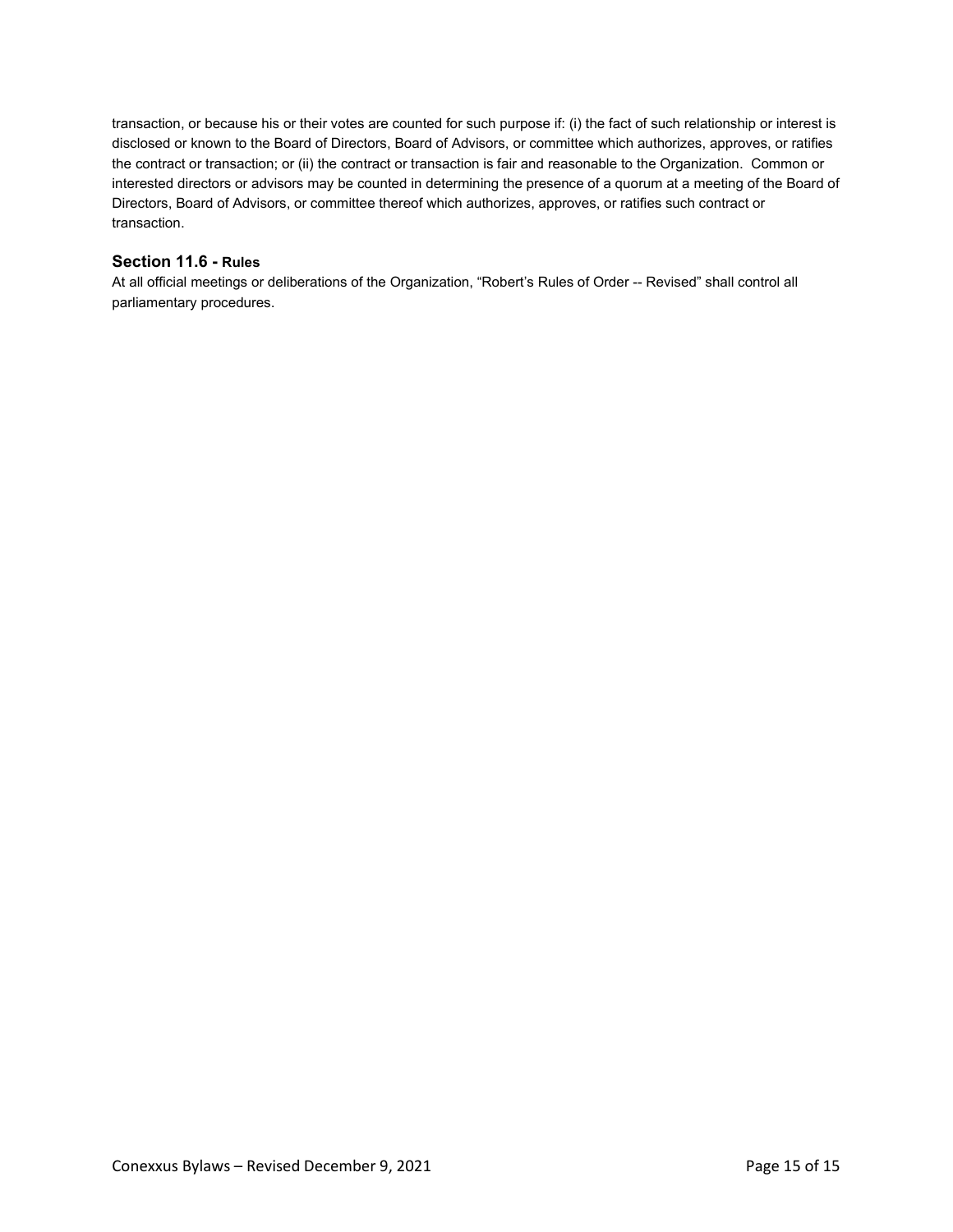transaction, or because his or their votes are counted for such purpose if: (i) the fact of such relationship or interest is disclosed or known to the Board of Directors, Board of Advisors, or committee which authorizes, approves, or ratifies the contract or transaction; or (ii) the contract or transaction is fair and reasonable to the Organization. Common or interested directors or advisors may be counted in determining the presence of a quorum at a meeting of the Board of Directors, Board of Advisors, or committee thereof which authorizes, approves, or ratifies such contract or transaction.

### Section 11.6 - Rules

At all official meetings or deliberations of the Organization, "Robert's Rules of Order -- Revised" shall control all parliamentary procedures.